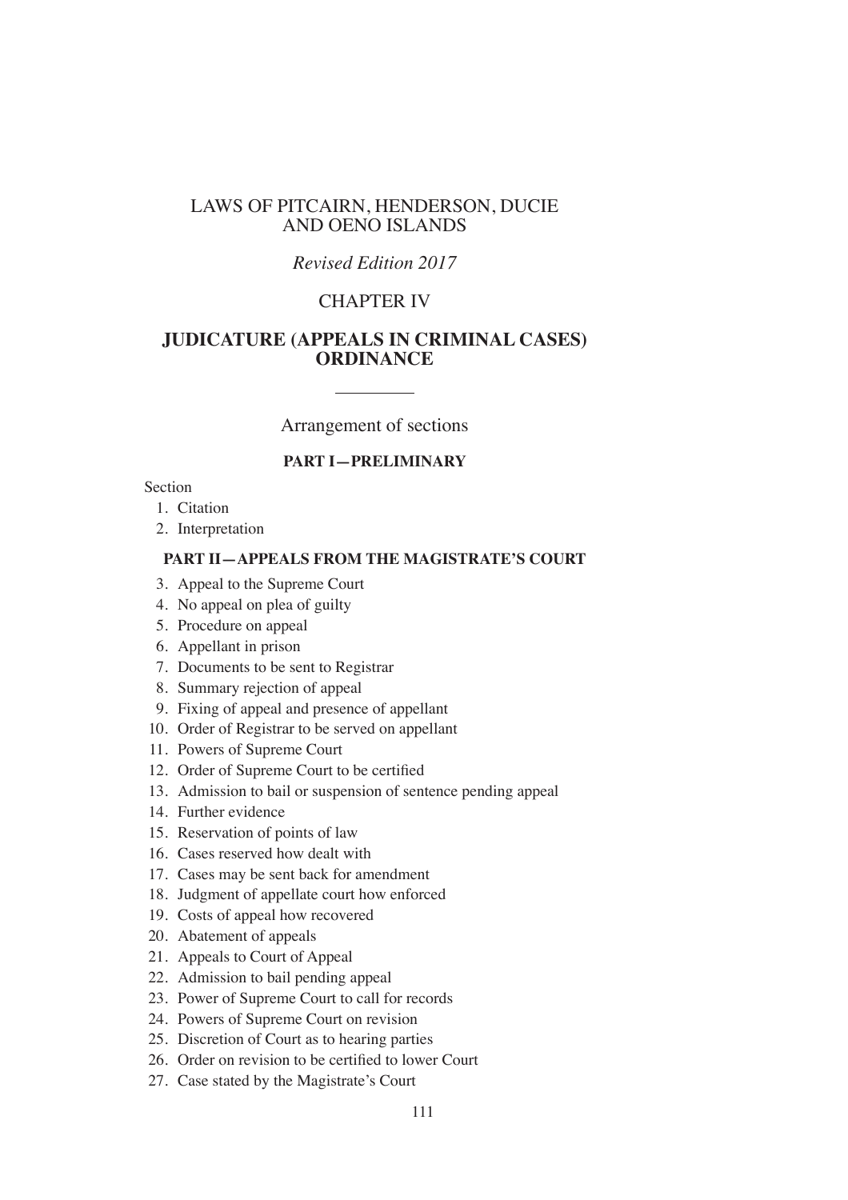# LAWS OF PITCAIRN, HENDERSON, DUCIE AND OENO ISLANDS

*Revised Edition 2017*

## CHAPTER IV

## JUDICATURE (APPEALS IN CRIMINAL CASES) ORDINANCE

---

Arrangement of sections

### PART I—PRELIMINARY

Section

1. Citation
2. Interpretation

### PART II—APPEALS FROM THE MAGISTRATE'S COURT

3. Appeal to the Supreme Court
4. No appeal on plea of guilty
5. Procedure on appeal
6. Appellant in prison
7. Documents to be sent to Registrar
8. Summary rejection of appeal
9. Fixing of appeal and presence of appellant
10. Order of Registrar to be served on appellant
11. Powers of Supreme Court
12. Order of Supreme Court to be certified
13. Admission to bail or suspension of sentence pending appeal
14. Further evidence
15. Reservation of points of law
16. Cases reserved how dealt with
17. Cases may be sent back for amendment
18. Judgment of appellate court how enforced
19. Costs of appeal how recovered
20. Abatement of appeals
21. Appeals to Court of Appeal
22. Admission to bail pending appeal
23. Power of Supreme Court to call for records
24. Powers of Supreme Court on revision
25. Discretion of Court as to hearing parties
26. Order on revision to be certified to lower Court
27. Case stated by the Magistrate's Court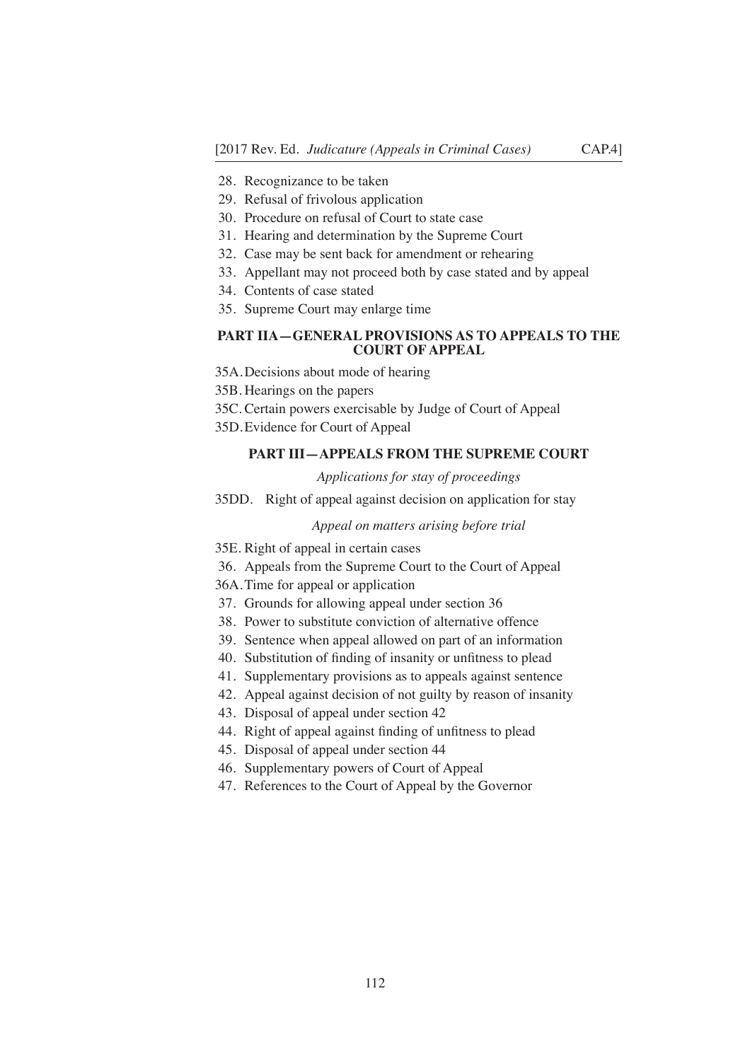28. Recognizance to be taken
29. Refusal of frivolous application
30. Procedure on refusal of Court to state case
31. Hearing and determination by the Supreme Court
32. Case may be sent back for amendment or rehearing
33. Appellant may not proceed both by case stated and by appeal
34. Contents of case stated
35. Supreme Court may enlarge time

## PART IIA—GENERAL PROVISIONS AS TO APPEALS TO THE COURT OF APPEAL

35A. Decisions about mode of hearing
35B. Hearings on the papers
35C. Certain powers exercisable by Judge of Court of Appeal
35D. Evidence for Court of Appeal

## PART III—APPEALS FROM THE SUPREME COURT

*Applications for stay of proceedings*

35DD. Right of appeal against decision on application for stay

*Appeal on matters arising before trial*

35E. Right of appeal in certain cases
36. Appeals from the Supreme Court to the Court of Appeal
36A. Time for appeal or application
37. Grounds for allowing appeal under section 36
38. Power to substitute conviction of alternative offence
39. Sentence when appeal allowed on part of an information
40. Substitution of finding of insanity or unfitness to plead
41. Supplementary provisions as to appeals against sentence
42. Appeal against decision of not guilty by reason of insanity
43. Disposal of appeal under section 42
44. Right of appeal against finding of unfitness to plead
45. Disposal of appeal under section 44
46. Supplementary powers of Court of Appeal
47. References to the Court of Appeal by the Governor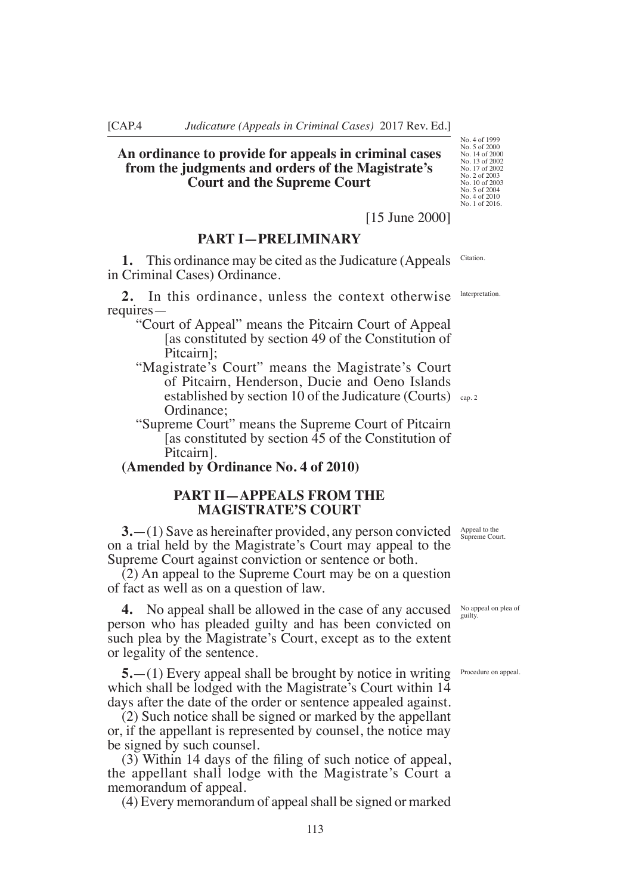**An ordinance to provide for appeals in criminal cases from the judgments and orders of the Magistrate's Court and the Supreme Court**

No. 4 of 1999
No. 5 of 2000
No. 14 of 2000
No. 13 of 2002
No. 17 of 2002
No. 2 of 2003
No. 10 of 2003
No. 5 of 2004
No. 4 of 2010
No. 1 of 2016.

[15 June 2000]

## PART I—PRELIMINARY

Citation.

**1.** This ordinance may be cited as the Judicature (Appeals in Criminal Cases) Ordinance.

Interpretation.

**2.** In this ordinance, unless the context otherwise requires—

"Court of Appeal" means the Pitcairn Court of Appeal [as constituted by section 49 of the Constitution of Pitcairn];

"Magistrate's Court" means the Magistrate's Court of Pitcairn, Henderson, Ducie and Oeno Islands established by section 10 of the Judicature (Courts) Ordinance; (cap. 2)

"Supreme Court" means the Supreme Court of Pitcairn [as constituted by section 45 of the Constitution of Pitcairn].

**(Amended by Ordinance No. 4 of 2010)**

## PART II—APPEALS FROM THE MAGISTRATE'S COURT

Appeal to the Supreme Court.

**3.**—(1) Save as hereinafter provided, any person convicted on a trial held by the Magistrate's Court may appeal to the Supreme Court against conviction or sentence or both.

(2) An appeal to the Supreme Court may be on a question of fact as well as on a question of law.

No appeal on plea of guilty.

**4.** No appeal shall be allowed in the case of any accused person who has pleaded guilty and has been convicted on such plea by the Magistrate's Court, except as to the extent or legality of the sentence.

Procedure on appeal.

**5.**—(1) Every appeal shall be brought by notice in writing which shall be lodged with the Magistrate's Court within 14 days after the date of the order or sentence appealed against.

(2) Such notice shall be signed or marked by the appellant or, if the appellant is represented by counsel, the notice may be signed by such counsel.

(3) Within 14 days of the filing of such notice of appeal, the appellant shall lodge with the Magistrate's Court a memorandum of appeal.

(4) Every memorandum of appeal shall be signed or marked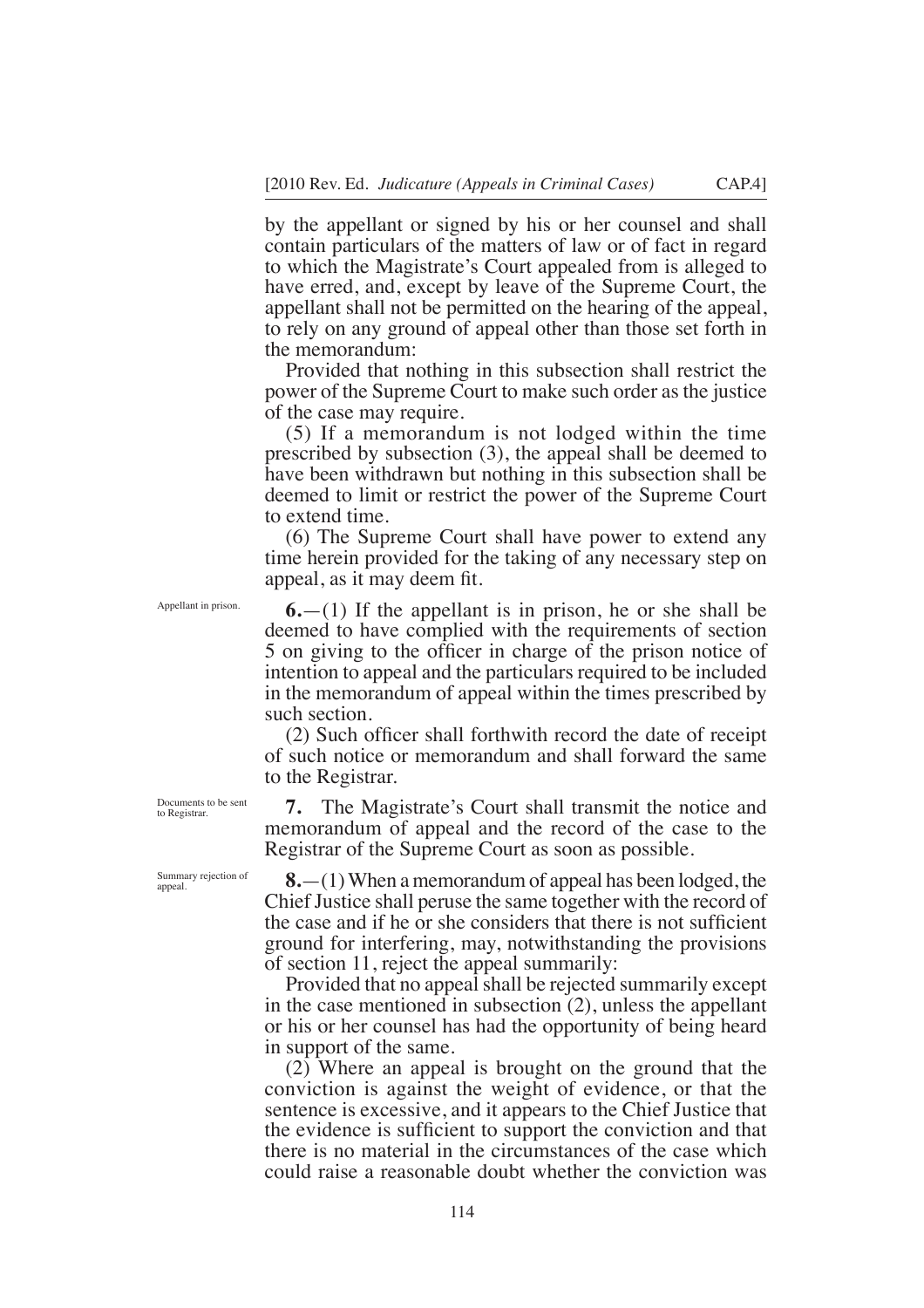by the appellant or signed by his or her counsel and shall contain particulars of the matters of law or of fact in regard to which the Magistrate's Court appealed from is alleged to have erred, and, except by leave of the Supreme Court, the appellant shall not be permitted on the hearing of the appeal, to rely on any ground of appeal other than those set forth in the memorandum:

Provided that nothing in this subsection shall restrict the power of the Supreme Court to make such order as the justice of the case may require.

(5) If a memorandum is not lodged within the time prescribed by subsection (3), the appeal shall be deemed to have been withdrawn but nothing in this subsection shall be deemed to limit or restrict the power of the Supreme Court to extend time.

(6) The Supreme Court shall have power to extend any time herein provided for the taking of any necessary step on appeal, as it may deem fit.

*Appellant in prison.*

**6.**—(1) If the appellant is in prison, he or she shall be deemed to have complied with the requirements of section 5 on giving to the officer in charge of the prison notice of intention to appeal and the particulars required to be included in the memorandum of appeal within the times prescribed by such section.

(2) Such officer shall forthwith record the date of receipt of such notice or memorandum and shall forward the same to the Registrar.

*Documents to be sent to Registrar.*

**7.** The Magistrate's Court shall transmit the notice and memorandum of appeal and the record of the case to the Registrar of the Supreme Court as soon as possible.

*Summary rejection of appeal.*

**8.**—(1) When a memorandum of appeal has been lodged, the Chief Justice shall peruse the same together with the record of the case and if he or she considers that there is not sufficient ground for interfering, may, notwithstanding the provisions of section 11, reject the appeal summarily:

Provided that no appeal shall be rejected summarily except in the case mentioned in subsection (2), unless the appellant or his or her counsel has had the opportunity of being heard in support of the same.

(2) Where an appeal is brought on the ground that the conviction is against the weight of evidence, or that the sentence is excessive, and it appears to the Chief Justice that the evidence is sufficient to support the conviction and that there is no material in the circumstances of the case which could raise a reasonable doubt whether the conviction was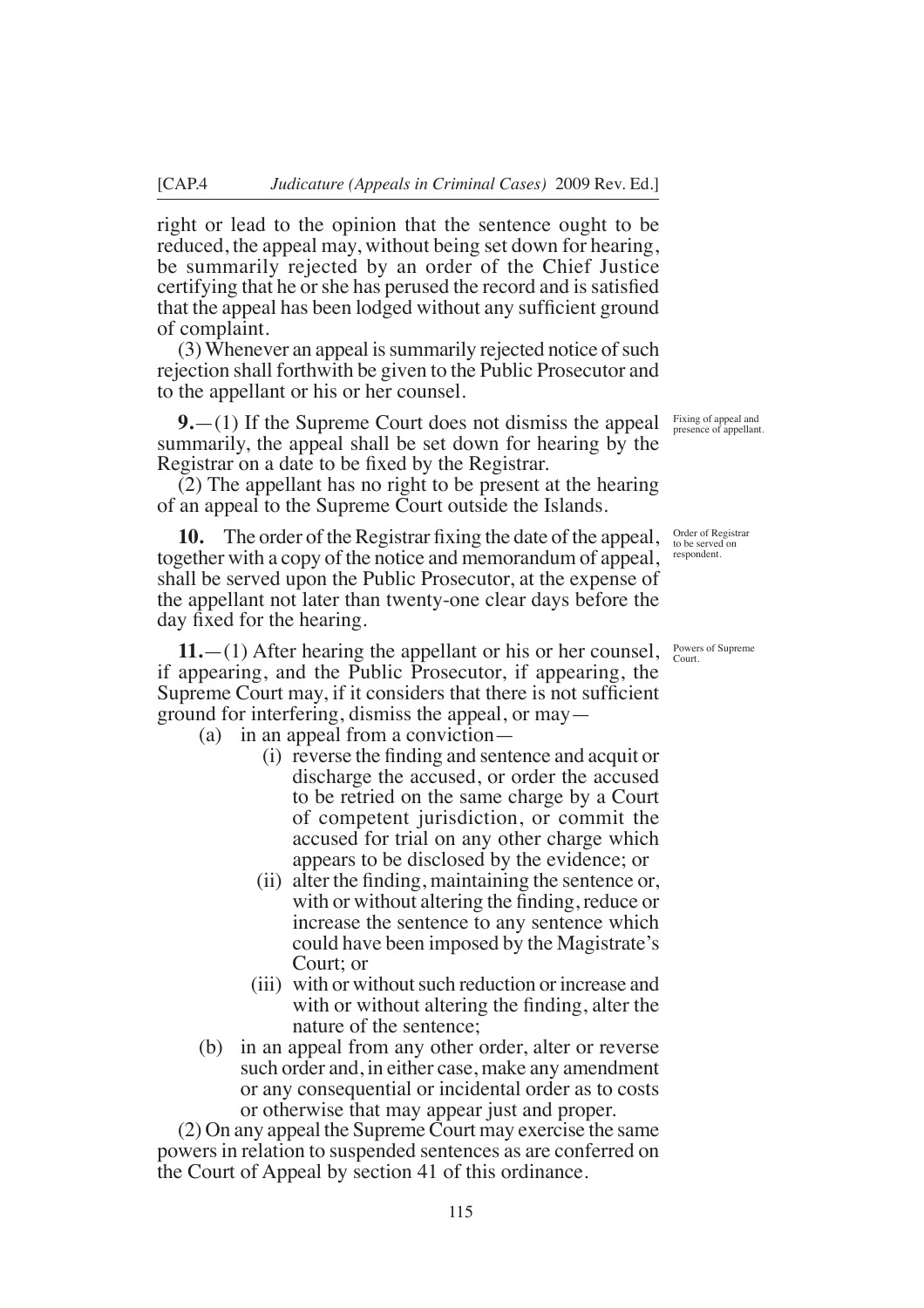right or lead to the opinion that the sentence ought to be reduced, the appeal may, without being set down for hearing, be summarily rejected by an order of the Chief Justice certifying that he or she has perused the record and is satisfied that the appeal has been lodged without any sufficient ground of complaint.

(3) Whenever an appeal is summarily rejected notice of such rejection shall forthwith be given to the Public Prosecutor and to the appellant or his or her counsel.

*Fixing of appeal and presence of appellant.*

**9.**—(1) If the Supreme Court does not dismiss the appeal summarily, the appeal shall be set down for hearing by the Registrar on a date to be fixed by the Registrar.

(2) The appellant has no right to be present at the hearing of an appeal to the Supreme Court outside the Islands.

*Order of Registrar to be served on respondent.*

**10.** The order of the Registrar fixing the date of the appeal, together with a copy of the notice and memorandum of appeal, shall be served upon the Public Prosecutor, at the expense of the appellant not later than twenty-one clear days before the day fixed for the hearing.

*Powers of Supreme Court.*

**11.**—(1) After hearing the appellant or his or her counsel, if appearing, and the Public Prosecutor, if appearing, the Supreme Court may, if it considers that there is not sufficient ground for interfering, dismiss the appeal, or may—

(a) in an appeal from a conviction—

(i) reverse the finding and sentence and acquit or discharge the accused, or order the accused to be retried on the same charge by a Court of competent jurisdiction, or commit the accused for trial on any other charge which appears to be disclosed by the evidence; or

(ii) alter the finding, maintaining the sentence or, with or without altering the finding, reduce or increase the sentence to any sentence which could have been imposed by the Magistrate's Court; or

(iii) with or without such reduction or increase and with or without altering the finding, alter the nature of the sentence;

(b) in an appeal from any other order, alter or reverse such order and, in either case, make any amendment or any consequential or incidental order as to costs or otherwise that may appear just and proper.

(2) On any appeal the Supreme Court may exercise the same powers in relation to suspended sentences as are conferred on the Court of Appeal by section 41 of this ordinance.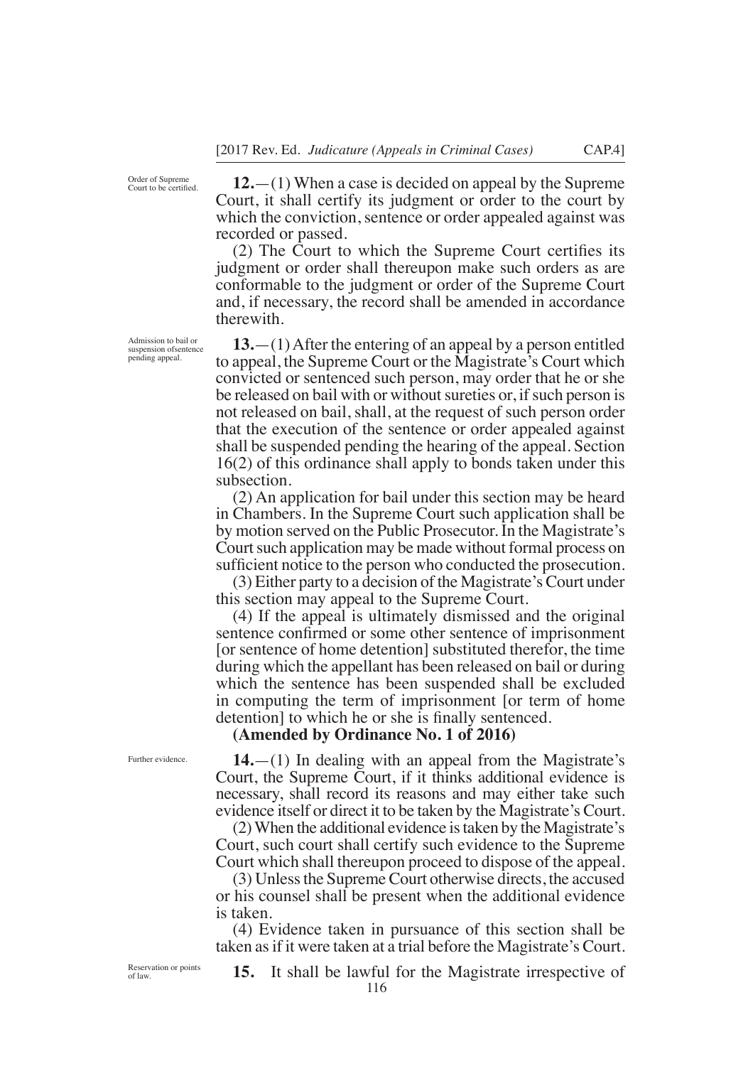*Order of Supreme Court to be certified.*

**12.**—(1) When a case is decided on appeal by the Supreme Court, it shall certify its judgment or order to the court by which the conviction, sentence or order appealed against was recorded or passed.

(2) The Court to which the Supreme Court certifies its judgment or order shall thereupon make such orders as are conformable to the judgment or order of the Supreme Court and, if necessary, the record shall be amended in accordance therewith.

*Admission to bail or suspension ofsentence pending appeal.*

**13.**—(1) After the entering of an appeal by a person entitled to appeal, the Supreme Court or the Magistrate's Court which convicted or sentenced such person, may order that he or she be released on bail with or without sureties or, if such person is not released on bail, shall, at the request of such person order that the execution of the sentence or order appealed against shall be suspended pending the hearing of the appeal. Section 16(2) of this ordinance shall apply to bonds taken under this subsection.

(2) An application for bail under this section may be heard in Chambers. In the Supreme Court such application shall be by motion served on the Public Prosecutor. In the Magistrate's Court such application may be made without formal process on sufficient notice to the person who conducted the prosecution.

(3) Either party to a decision of the Magistrate's Court under this section may appeal to the Supreme Court.

(4) If the appeal is ultimately dismissed and the original sentence confirmed or some other sentence of imprisonment [or sentence of home detention] substituted therefor, the time during which the appellant has been released on bail or during which the sentence has been suspended shall be excluded in computing the term of imprisonment [or term of home detention] to which he or she is finally sentenced.

**(Amended by Ordinance No. 1 of 2016)**

*Further evidence.*

**14.**—(1) In dealing with an appeal from the Magistrate's Court, the Supreme Court, if it thinks additional evidence is necessary, shall record its reasons and may either take such evidence itself or direct it to be taken by the Magistrate's Court.

(2) When the additional evidence is taken by the Magistrate's Court, such court shall certify such evidence to the Supreme Court which shall thereupon proceed to dispose of the appeal.

(3) Unless the Supreme Court otherwise directs, the accused or his counsel shall be present when the additional evidence is taken.

(4) Evidence taken in pursuance of this section shall be taken as if it were taken at a trial before the Magistrate's Court.

*Reservation or points of law.*

**15.** It shall be lawful for the Magistrate irrespective of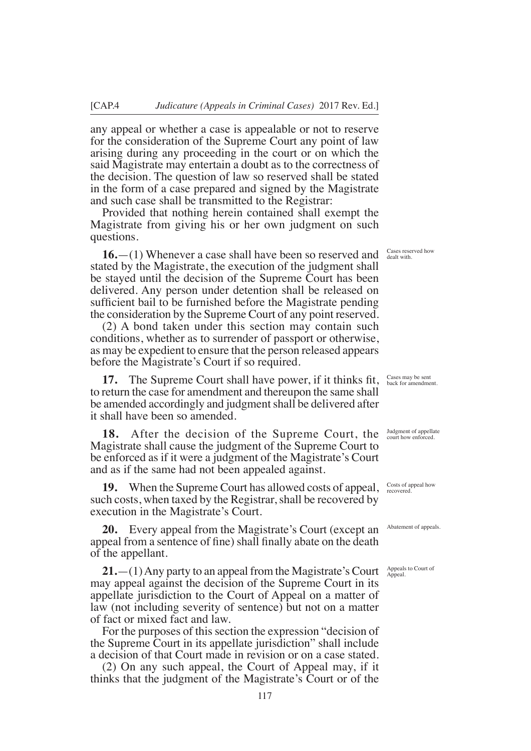any appeal or whether a case is appealable or not to reserve for the consideration of the Supreme Court any point of law arising during any proceeding in the court or on which the said Magistrate may entertain a doubt as to the correctness of the decision. The question of law so reserved shall be stated in the form of a case prepared and signed by the Magistrate and such case shall be transmitted to the Registrar:

Provided that nothing herein contained shall exempt the Magistrate from giving his or her own judgment on such questions.

Cases reserved how dealt with.

**16.**—(1) Whenever a case shall have been so reserved and stated by the Magistrate, the execution of the judgment shall be stayed until the decision of the Supreme Court has been delivered. Any person under detention shall be released on sufficient bail to be furnished before the Magistrate pending the consideration by the Supreme Court of any point reserved.

(2) A bond taken under this section may contain such conditions, whether as to surrender of passport or otherwise, as may be expedient to ensure that the person released appears before the Magistrate's Court if so required.

Cases may be sent back for amendment.

**17.** The Supreme Court shall have power, if it thinks fit, to return the case for amendment and thereupon the same shall be amended accordingly and judgment shall be delivered after it shall have been so amended.

Judgment of appellate court how enforced.

**18.** After the decision of the Supreme Court, the Magistrate shall cause the judgment of the Supreme Court to be enforced as if it were a judgment of the Magistrate's Court and as if the same had not been appealed against.

Costs of appeal how recovered.

**19.** When the Supreme Court has allowed costs of appeal, such costs, when taxed by the Registrar, shall be recovered by execution in the Magistrate's Court.

Abatement of appeals.

**20.** Every appeal from the Magistrate's Court (except an appeal from a sentence of fine) shall finally abate on the death of the appellant.

Appeals to Court of Appeal.

**21.**—(1) Any party to an appeal from the Magistrate's Court may appeal against the decision of the Supreme Court in its appellate jurisdiction to the Court of Appeal on a matter of law (not including severity of sentence) but not on a matter of fact or mixed fact and law.

For the purposes of this section the expression "decision of the Supreme Court in its appellate jurisdiction" shall include a decision of that Court made in revision or on a case stated.

(2) On any such appeal, the Court of Appeal may, if it thinks that the judgment of the Magistrate's Court or of the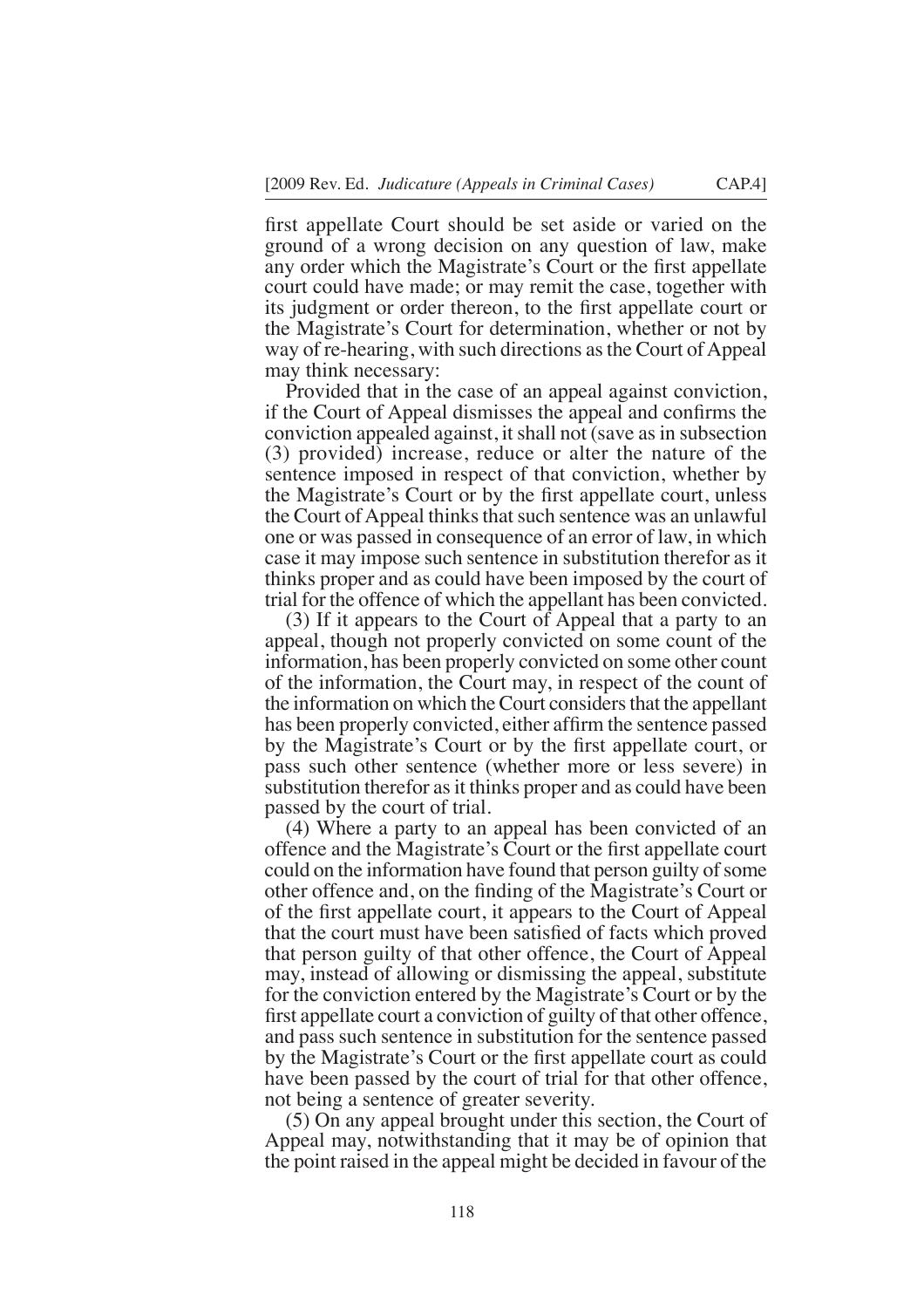first appellate Court should be set aside or varied on the ground of a wrong decision on any question of law, make any order which the Magistrate's Court or the first appellate court could have made; or may remit the case, together with its judgment or order thereon, to the first appellate court or the Magistrate's Court for determination, whether or not by way of re-hearing, with such directions as the Court of Appeal may think necessary:

Provided that in the case of an appeal against conviction, if the Court of Appeal dismisses the appeal and confirms the conviction appealed against, it shall not (save as in subsection (3) provided) increase, reduce or alter the nature of the sentence imposed in respect of that conviction, whether by the Magistrate's Court or by the first appellate court, unless the Court of Appeal thinks that such sentence was an unlawful one or was passed in consequence of an error of law, in which case it may impose such sentence in substitution therefor as it thinks proper and as could have been imposed by the court of trial for the offence of which the appellant has been convicted.

(3) If it appears to the Court of Appeal that a party to an appeal, though not properly convicted on some count of the information, has been properly convicted on some other count of the information, the Court may, in respect of the count of the information on which the Court considers that the appellant has been properly convicted, either affirm the sentence passed by the Magistrate's Court or by the first appellate court, or pass such other sentence (whether more or less severe) in substitution therefor as it thinks proper and as could have been passed by the court of trial.

(4) Where a party to an appeal has been convicted of an offence and the Magistrate's Court or the first appellate court could on the information have found that person guilty of some other offence and, on the finding of the Magistrate's Court or of the first appellate court, it appears to the Court of Appeal that the court must have been satisfied of facts which proved that person guilty of that other offence, the Court of Appeal may, instead of allowing or dismissing the appeal, substitute for the conviction entered by the Magistrate's Court or by the first appellate court a conviction of guilty of that other offence, and pass such sentence in substitution for the sentence passed by the Magistrate's Court or the first appellate court as could have been passed by the court of trial for that other offence, not being a sentence of greater severity.

(5) On any appeal brought under this section, the Court of Appeal may, notwithstanding that it may be of opinion that the point raised in the appeal might be decided in favour of the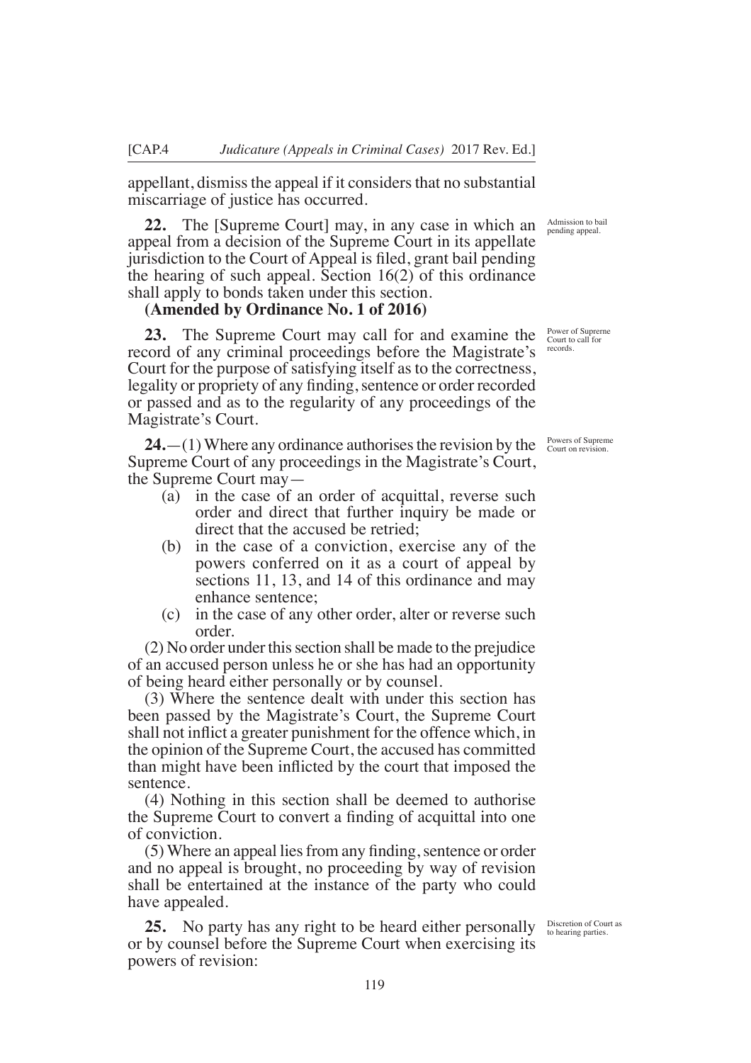appellant, dismiss the appeal if it considers that no substantial miscarriage of justice has occurred.

*Admission to bail pending appeal.*

**22.** The [Supreme Court] may, in any case in which an appeal from a decision of the Supreme Court in its appellate jurisdiction to the Court of Appeal is filed, grant bail pending the hearing of such appeal. Section 16(2) of this ordinance shall apply to bonds taken under this section.

**(Amended by Ordinance No. 1 of 2016)**

*Power of Suprerne Court to call for records.*

**23.** The Supreme Court may call for and examine the record of any criminal proceedings before the Magistrate's Court for the purpose of satisfying itself as to the correctness, legality or propriety of any finding, sentence or order recorded or passed and as to the regularity of any proceedings of the Magistrate's Court.

*Powers of Supreme Court on revision.*

**24.**—(1) Where any ordinance authorises the revision by the Supreme Court of any proceedings in the Magistrate's Court, the Supreme Court may—

- (a) in the case of an order of acquittal, reverse such order and direct that further inquiry be made or direct that the accused be retried;
- (b) in the case of a conviction, exercise any of the powers conferred on it as a court of appeal by sections 11, 13, and 14 of this ordinance and may enhance sentence;
- (c) in the case of any other order, alter or reverse such order.

(2) No order under this section shall be made to the prejudice of an accused person unless he or she has had an opportunity of being heard either personally or by counsel.

(3) Where the sentence dealt with under this section has been passed by the Magistrate's Court, the Supreme Court shall not inflict a greater punishment for the offence which, in the opinion of the Supreme Court, the accused has committed than might have been inflicted by the court that imposed the sentence.

(4) Nothing in this section shall be deemed to authorise the Supreme Court to convert a finding of acquittal into one of conviction.

(5) Where an appeal lies from any finding, sentence or order and no appeal is brought, no proceeding by way of revision shall be entertained at the instance of the party who could have appealed.

*Discretion of Court as to hearing parties.*

**25.** No party has any right to be heard either personally or by counsel before the Supreme Court when exercising its powers of revision: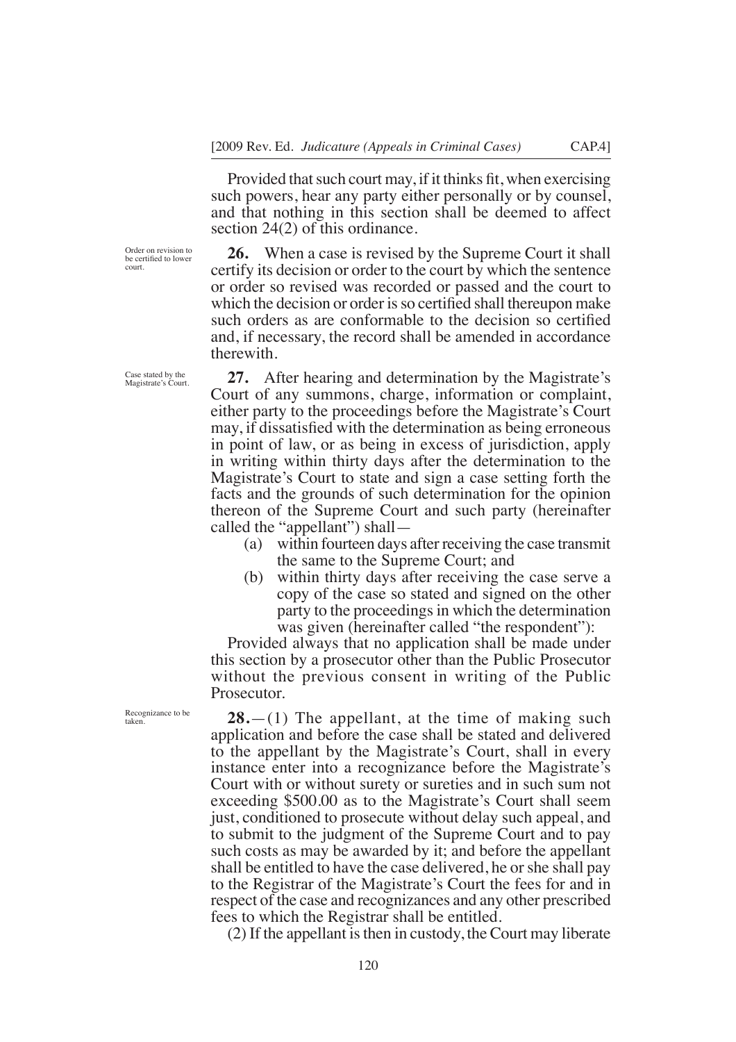Provided that such court may, if it thinks fit, when exercising such powers, hear any party either personally or by counsel, and that nothing in this section shall be deemed to affect section 24(2) of this ordinance.

*Order on revision to be certified to lower court.*

**26.** When a case is revised by the Supreme Court it shall certify its decision or order to the court by which the sentence or order so revised was recorded or passed and the court to which the decision or order is so certified shall thereupon make such orders as are conformable to the decision so certified and, if necessary, the record shall be amended in accordance therewith.

*Case stated by the Magistrate's Court.*

**27.** After hearing and determination by the Magistrate's Court of any summons, charge, information or complaint, either party to the proceedings before the Magistrate's Court may, if dissatisfied with the determination as being erroneous in point of law, or as being in excess of jurisdiction, apply in writing within thirty days after the determination to the Magistrate's Court to state and sign a case setting forth the facts and the grounds of such determination for the opinion thereon of the Supreme Court and such party (hereinafter called the "appellant") shall—

(a) within fourteen days after receiving the case transmit the same to the Supreme Court; and

(b) within thirty days after receiving the case serve a copy of the case so stated and signed on the other party to the proceedings in which the determination was given (hereinafter called "the respondent"):

Provided always that no application shall be made under this section by a prosecutor other than the Public Prosecutor without the previous consent in writing of the Public Prosecutor.

*Recognizance to be taken.*

**28.**—(1) The appellant, at the time of making such application and before the case shall be stated and delivered to the appellant by the Magistrate's Court, shall in every instance enter into a recognizance before the Magistrate's Court with or without surety or sureties and in such sum not exceeding $500.00 as to the Magistrate's Court shall seem just, conditioned to prosecute without delay such appeal, and to submit to the judgment of the Supreme Court and to pay such costs as may be awarded by it; and before the appellant shall be entitled to have the case delivered, he or she shall pay to the Registrar of the Magistrate's Court the fees for and in respect of the case and recognizances and any other prescribed fees to which the Registrar shall be entitled.

(2) If the appellant is then in custody, the Court may liberate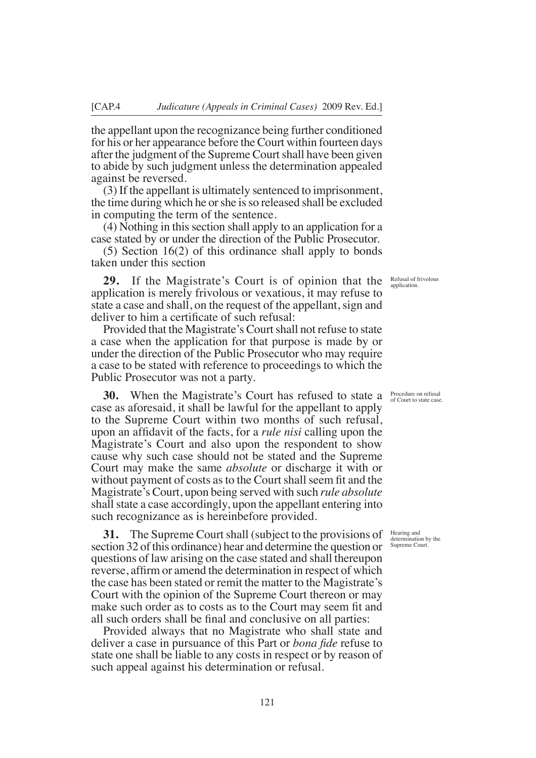the appellant upon the recognizance being further conditioned for his or her appearance before the Court within fourteen days after the judgment of the Supreme Court shall have been given to abide by such judgment unless the determination appealed against be reversed.

(3) If the appellant is ultimately sentenced to imprisonment, the time during which he or she is so released shall be excluded in computing the term of the sentence.

(4) Nothing in this section shall apply to an application for a case stated by or under the direction of the Public Prosecutor.

(5) Section 16(2) of this ordinance shall apply to bonds taken under this section

*Refusal of frivolous application.*

**29.** If the Magistrate's Court is of opinion that the application is merely frivolous or vexatious, it may refuse to state a case and shall, on the request of the appellant, sign and deliver to him a certificate of such refusal:

Provided that the Magistrate's Court shall not refuse to state a case when the application for that purpose is made by or under the direction of the Public Prosecutor who may require a case to be stated with reference to proceedings to which the Public Prosecutor was not a party.

*Procedure on refusal of Court to state case.*

**30.** When the Magistrate's Court has refused to state a case as aforesaid, it shall be lawful for the appellant to apply to the Supreme Court within two months of such refusal, upon an affidavit of the facts, for a *rule nisi* calling upon the Magistrate's Court and also upon the respondent to show cause why such case should not be stated and the Supreme Court may make the same *absolute* or discharge it with or without payment of costs as to the Court shall seem fit and the Magistrate's Court, upon being served with such *rule absolute* shall state a case accordingly, upon the appellant entering into such recognizance as is hereinbefore provided.

*Hearing and determination by the Supreme Court.*

**31.** The Supreme Court shall (subject to the provisions of section 32 of this ordinance) hear and determine the question or questions of law arising on the case stated and shall thereupon reverse, affirm or amend the determination in respect of which the case has been stated or remit the matter to the Magistrate's Court with the opinion of the Supreme Court thereon or may make such order as to costs as to the Court may seem fit and all such orders shall be final and conclusive on all parties:

Provided always that no Magistrate who shall state and deliver a case in pursuance of this Part or *bona fide* refuse to state one shall be liable to any costs in respect or by reason of such appeal against his determination or refusal.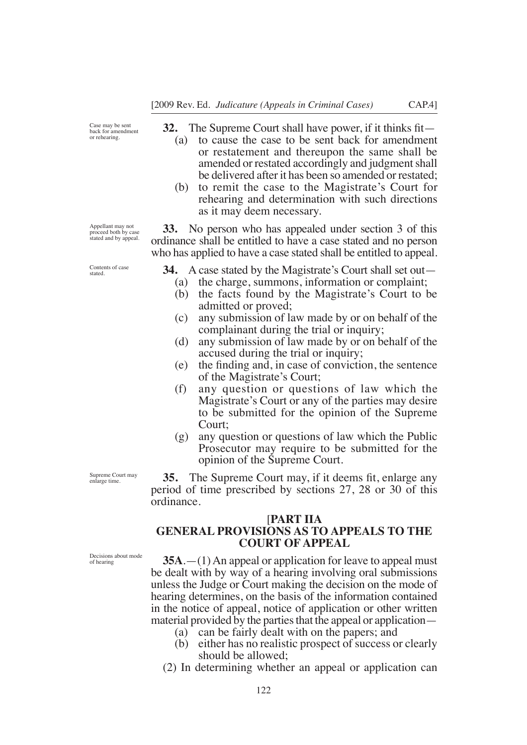Case may be sent back for amendment or rehearing.

**32.** The Supreme Court shall have power, if it thinks fit—

(a) to cause the case to be sent back for amendment or restatement and thereupon the same shall be amended or restated accordingly and judgment shall be delivered after it has been so amended or restated;

(b) to remit the case to the Magistrate's Court for rehearing and determination with such directions as it may deem necessary.

Appellant may not proceed both by case stated and by appeal.

**33.** No person who has appealed under section 3 of this ordinance shall be entitled to have a case stated and no person who has applied to have a case stated shall be entitled to appeal.

Contents of case stated.

**34.** A case stated by the Magistrate's Court shall set out—

(a) the charge, summons, information or complaint;

(b) the facts found by the Magistrate's Court to be admitted or proved;

(c) any submission of law made by or on behalf of the complainant during the trial or inquiry;

(d) any submission of law made by or on behalf of the accused during the trial or inquiry;

(e) the finding and, in case of conviction, the sentence of the Magistrate's Court;

(f) any question or questions of law which the Magistrate's Court or any of the parties may desire to be submitted for the opinion of the Supreme Court;

(g) any question or questions of law which the Public Prosecutor may require to be submitted for the opinion of the Supreme Court.

Supreme Court may enlarge time.

**35.** The Supreme Court may, if it deems fit, enlarge any period of time prescribed by sections 27, 28 or 30 of this ordinance.

## [PART IIA
## GENERAL PROVISIONS AS TO APPEALS TO THE COURT OF APPEAL

Decisions about mode of hearing

**35A**.—(1) An appeal or application for leave to appeal must be dealt with by way of a hearing involving oral submissions unless the Judge or Court making the decision on the mode of hearing determines, on the basis of the information contained in the notice of appeal, notice of application or other written material provided by the parties that the appeal or application—

(a) can be fairly dealt with on the papers; and

(b) either has no realistic prospect of success or clearly should be allowed;

(2) In determining whether an appeal or application can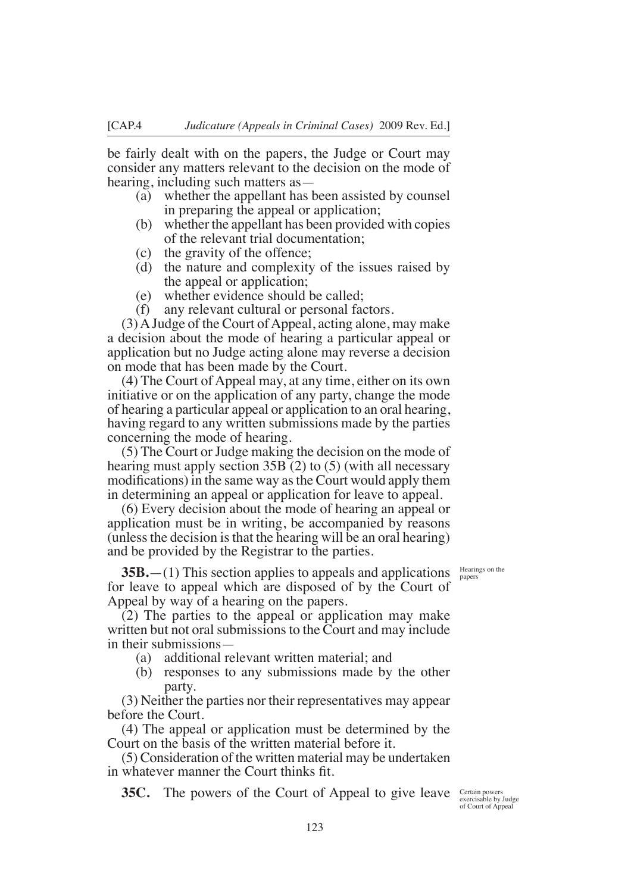be fairly dealt with on the papers, the Judge or Court may consider any matters relevant to the decision on the mode of hearing, including such matters as—

(a) whether the appellant has been assisted by counsel in preparing the appeal or application;

(b) whether the appellant has been provided with copies of the relevant trial documentation;

(c) the gravity of the offence;

(d) the nature and complexity of the issues raised by the appeal or application;

(e) whether evidence should be called;

(f) any relevant cultural or personal factors.

(3) A Judge of the Court of Appeal, acting alone, may make a decision about the mode of hearing a particular appeal or application but no Judge acting alone may reverse a decision on mode that has been made by the Court.

(4) The Court of Appeal may, at any time, either on its own initiative or on the application of any party, change the mode of hearing a particular appeal or application to an oral hearing, having regard to any written submissions made by the parties concerning the mode of hearing.

(5) The Court or Judge making the decision on the mode of hearing must apply section 35B (2) to (5) (with all necessary modifications) in the same way as the Court would apply them in determining an appeal or application for leave to appeal.

(6) Every decision about the mode of hearing an appeal or application must be in writing, be accompanied by reasons (unless the decision is that the hearing will be an oral hearing) and be provided by the Registrar to the parties.

Hearings on the papers

**35B.**—(1) This section applies to appeals and applications for leave to appeal which are disposed of by the Court of Appeal by way of a hearing on the papers.

(2) The parties to the appeal or application may make written but not oral submissions to the Court and may include in their submissions—

(a) additional relevant written material; and

(b) responses to any submissions made by the other party.

(3) Neither the parties nor their representatives may appear before the Court.

(4) The appeal or application must be determined by the Court on the basis of the written material before it.

(5) Consideration of the written material may be undertaken in whatever manner the Court thinks fit.

Certain powers exercisable by Judge of Court of Appeal

**35C.** The powers of the Court of Appeal to give leave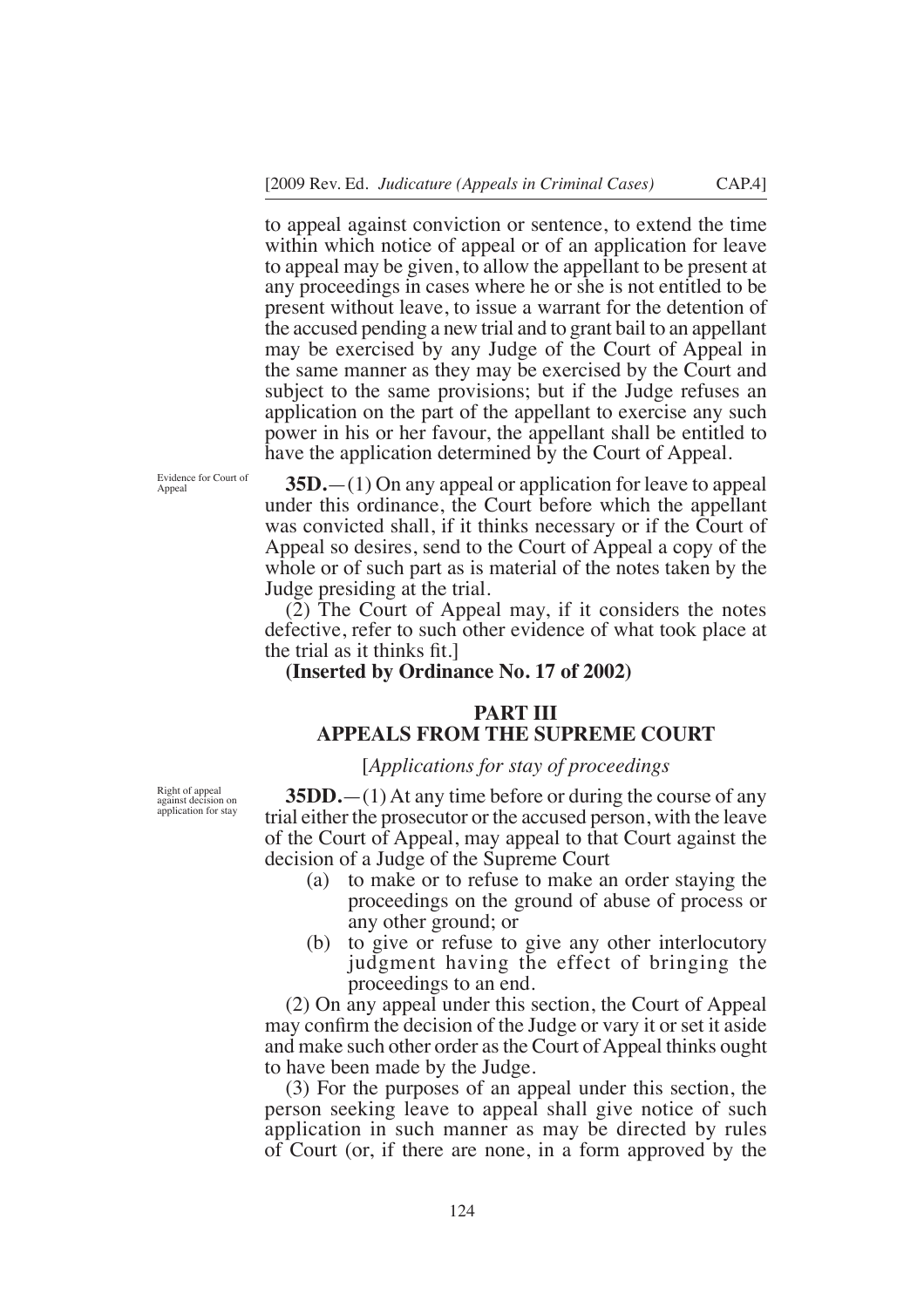to appeal against conviction or sentence, to extend the time within which notice of appeal or of an application for leave to appeal may be given, to allow the appellant to be present at any proceedings in cases where he or she is not entitled to be present without leave, to issue a warrant for the detention of the accused pending a new trial and to grant bail to an appellant may be exercised by any Judge of the Court of Appeal in the same manner as they may be exercised by the Court and subject to the same provisions; but if the Judge refuses an application on the part of the appellant to exercise any such power in his or her favour, the appellant shall be entitled to have the application determined by the Court of Appeal.

Evidence for Court of Appeal

**35D.**—(1) On any appeal or application for leave to appeal under this ordinance, the Court before which the appellant was convicted shall, if it thinks necessary or if the Court of Appeal so desires, send to the Court of Appeal a copy of the whole or of such part as is material of the notes taken by the Judge presiding at the trial.

(2) The Court of Appeal may, if it considers the notes defective, refer to such other evidence of what took place at the trial as it thinks fit.]

**(Inserted by Ordinance No. 17 of 2002)**

## PART III
## APPEALS FROM THE SUPREME COURT

[*Applications for stay of proceedings*

Right of appeal against decision on application for stay

**35DD.**—(1) At any time before or during the course of any trial either the prosecutor or the accused person, with the leave of the Court of Appeal, may appeal to that Court against the decision of a Judge of the Supreme Court

(a) to make or to refuse to make an order staying the proceedings on the ground of abuse of process or any other ground; or

(b) to give or refuse to give any other interlocutory judgment having the effect of bringing the proceedings to an end.

(2) On any appeal under this section, the Court of Appeal may confirm the decision of the Judge or vary it or set it aside and make such other order as the Court of Appeal thinks ought to have been made by the Judge.

(3) For the purposes of an appeal under this section, the person seeking leave to appeal shall give notice of such application in such manner as may be directed by rules of Court (or, if there are none, in a form approved by the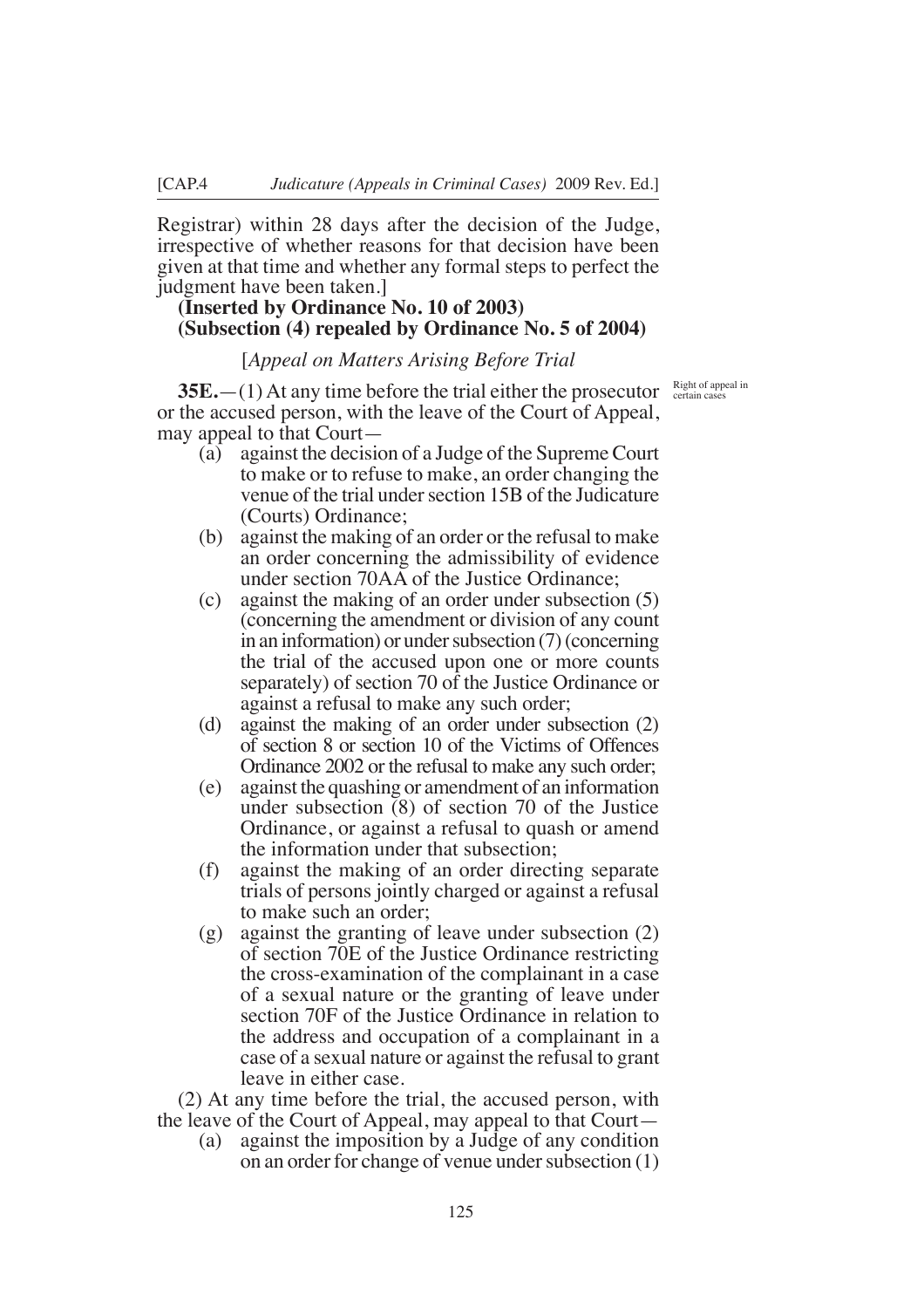Registrar) within 28 days after the decision of the Judge, irrespective of whether reasons for that decision have been given at that time and whether any formal steps to perfect the judgment have been taken.]

**(Inserted by Ordinance No. 10 of 2003)**
**(Subsection (4) repealed by Ordinance No. 5 of 2004)**

[*Appeal on Matters Arising Before Trial*

Right of appeal in certain cases

**35E.**—(1) At any time before the trial either the prosecutor or the accused person, with the leave of the Court of Appeal, may appeal to that Court—

(a) against the decision of a Judge of the Supreme Court to make or to refuse to make, an order changing the venue of the trial under section 15B of the Judicature (Courts) Ordinance;

(b) against the making of an order or the refusal to make an order concerning the admissibility of evidence under section 70AA of the Justice Ordinance;

(c) against the making of an order under subsection (5) (concerning the amendment or division of any count in an information) or under subsection (7) (concerning the trial of the accused upon one or more counts separately) of section 70 of the Justice Ordinance or against a refusal to make any such order;

(d) against the making of an order under subsection (2) of section 8 or section 10 of the Victims of Offences Ordinance 2002 or the refusal to make any such order;

(e) against the quashing or amendment of an information under subsection (8) of section 70 of the Justice Ordinance, or against a refusal to quash or amend the information under that subsection;

(f) against the making of an order directing separate trials of persons jointly charged or against a refusal to make such an order;

(g) against the granting of leave under subsection (2) of section 70E of the Justice Ordinance restricting the cross-examination of the complainant in a case of a sexual nature or the granting of leave under section 70F of the Justice Ordinance in relation to the address and occupation of a complainant in a case of a sexual nature or against the refusal to grant leave in either case.

(2) At any time before the trial, the accused person, with the leave of the Court of Appeal, may appeal to that Court—

(a) against the imposition by a Judge of any condition on an order for change of venue under subsection (1)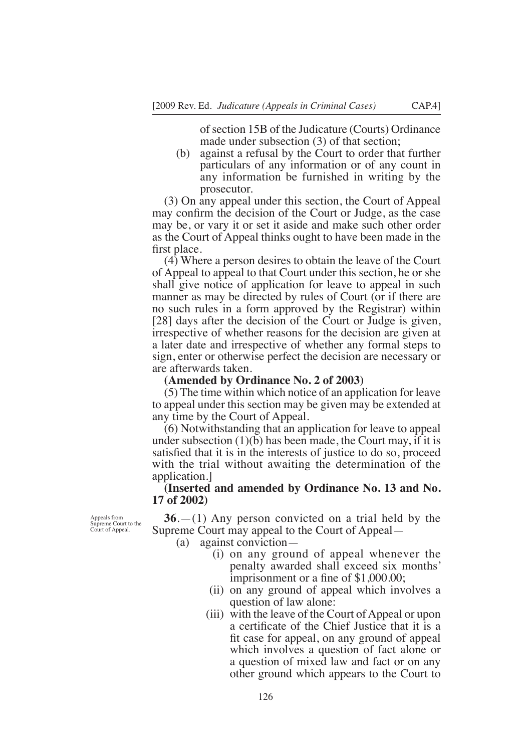of section 15B of the Judicature (Courts) Ordinance made under subsection (3) of that section;

(b) against a refusal by the Court to order that further particulars of any information or of any count in any information be furnished in writing by the prosecutor.

(3) On any appeal under this section, the Court of Appeal may confirm the decision of the Court or Judge, as the case may be, or vary it or set it aside and make such other order as the Court of Appeal thinks ought to have been made in the first place.

(4) Where a person desires to obtain the leave of the Court of Appeal to appeal to that Court under this section, he or she shall give notice of application for leave to appeal in such manner as may be directed by rules of Court (or if there are no such rules in a form approved by the Registrar) within [28] days after the decision of the Court or Judge is given, irrespective of whether reasons for the decision are given at a later date and irrespective of whether any formal steps to sign, enter or otherwise perfect the decision are necessary or are afterwards taken.

**(Amended by Ordinance No. 2 of 2003)**

(5) The time within which notice of an application for leave to appeal under this section may be given may be extended at any time by the Court of Appeal.

(6) Notwithstanding that an application for leave to appeal under subsection (1)(b) has been made, the Court may, if it is satisfied that it is in the interests of justice to do so, proceed with the trial without awaiting the determination of the application.]

**(Inserted and amended by Ordinance No. 13 and No. 17 of 2002)**

Appeals from Supreme Court to the Court of Appeal.

**36**.—(1) Any person convicted on a trial held by the Supreme Court may appeal to the Court of Appeal—

(a) against conviction—

(i) on any ground of appeal whenever the penalty awarded shall exceed six months' imprisonment or a fine of $1,000.00;

(ii) on any ground of appeal which involves a question of law alone:

(iii) with the leave of the Court of Appeal or upon a certificate of the Chief Justice that it is a fit case for appeal, on any ground of appeal which involves a question of fact alone or a question of mixed law and fact or on any other ground which appears to the Court to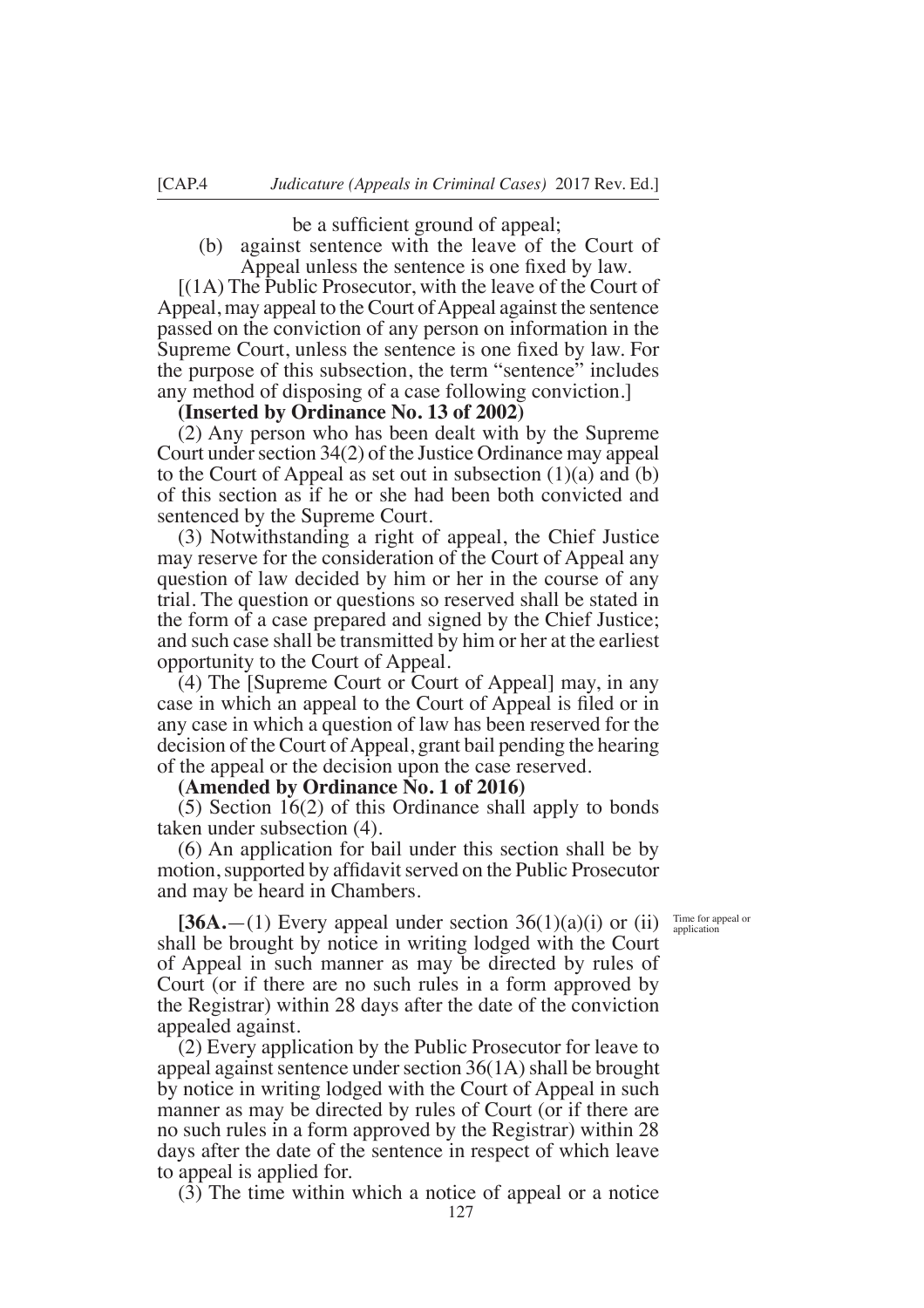be a sufficient ground of appeal;

(b) against sentence with the leave of the Court of Appeal unless the sentence is one fixed by law.

[(1A) The Public Prosecutor, with the leave of the Court of Appeal, may appeal to the Court of Appeal against the sentence passed on the conviction of any person on information in the Supreme Court, unless the sentence is one fixed by law. For the purpose of this subsection, the term "sentence" includes any method of disposing of a case following conviction.]

**(Inserted by Ordinance No. 13 of 2002)**

(2) Any person who has been dealt with by the Supreme Court under section 34(2) of the Justice Ordinance may appeal to the Court of Appeal as set out in subsection (1)(a) and (b) of this section as if he or she had been both convicted and sentenced by the Supreme Court.

(3) Notwithstanding a right of appeal, the Chief Justice may reserve for the consideration of the Court of Appeal any question of law decided by him or her in the course of any trial. The question or questions so reserved shall be stated in the form of a case prepared and signed by the Chief Justice; and such case shall be transmitted by him or her at the earliest opportunity to the Court of Appeal.

(4) The [Supreme Court or Court of Appeal] may, in any case in which an appeal to the Court of Appeal is filed or in any case in which a question of law has been reserved for the decision of the Court of Appeal, grant bail pending the hearing of the appeal or the decision upon the case reserved.

**(Amended by Ordinance No. 1 of 2016)**

(5) Section 16(2) of this Ordinance shall apply to bonds taken under subsection (4).

(6) An application for bail under this section shall be by motion, supported by affidavit served on the Public Prosecutor and may be heard in Chambers.

Time for appeal or application

**[36A.**—(1) Every appeal under section 36(1)(a)(i) or (ii) shall be brought by notice in writing lodged with the Court of Appeal in such manner as may be directed by rules of Court (or if there are no such rules in a form approved by the Registrar) within 28 days after the date of the conviction appealed against.

(2) Every application by the Public Prosecutor for leave to appeal against sentence under section 36(1A) shall be brought by notice in writing lodged with the Court of Appeal in such manner as may be directed by rules of Court (or if there are no such rules in a form approved by the Registrar) within 28 days after the date of the sentence in respect of which leave to appeal is applied for.

(3) The time within which a notice of appeal or a notice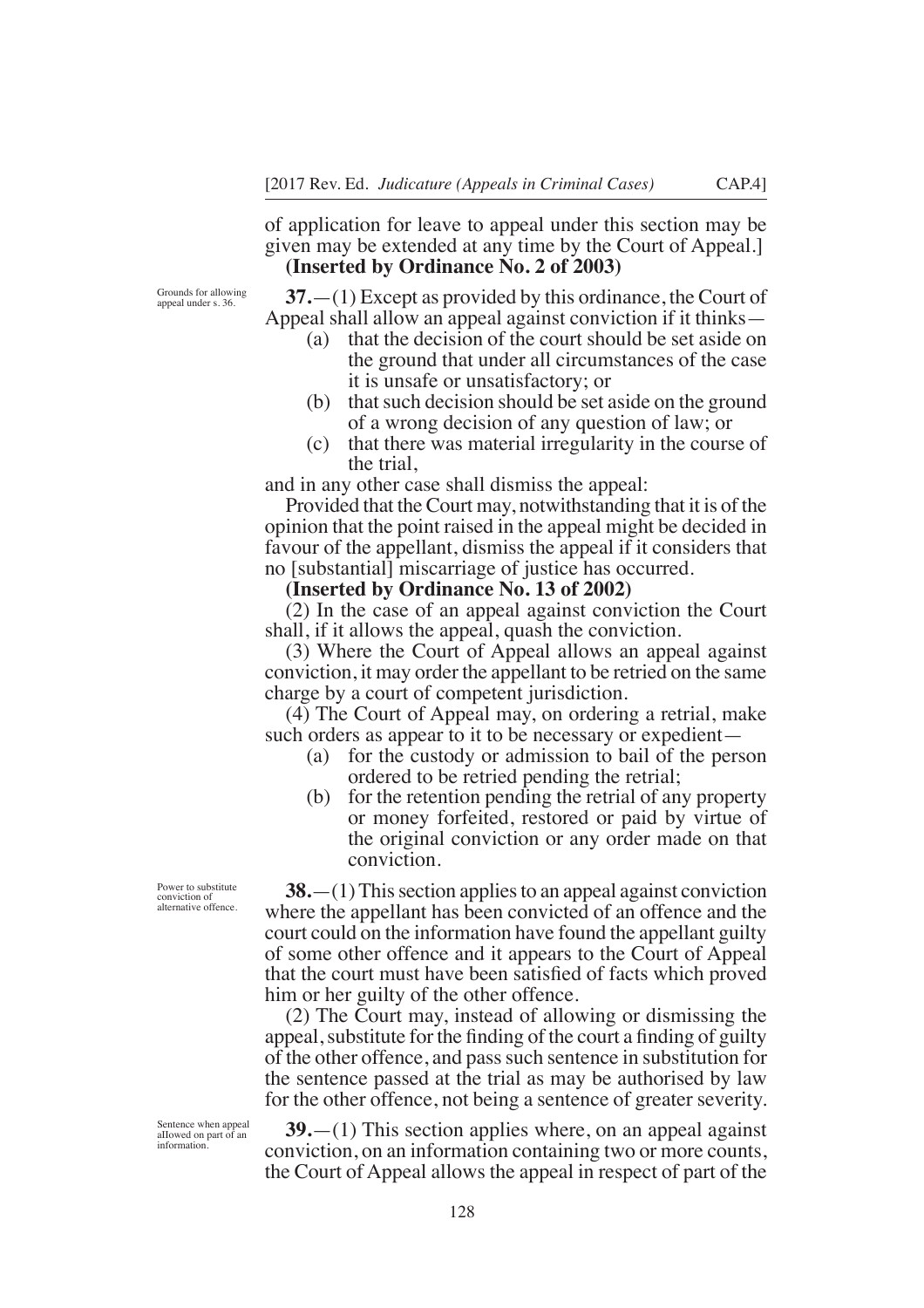of application for leave to appeal under this section may be given may be extended at any time by the Court of Appeal.]
**(Inserted by Ordinance No. 2 of 2003)**

Grounds for allowing appeal under s. 36.

**37.**—(1) Except as provided by this ordinance, the Court of Appeal shall allow an appeal against conviction if it thinks—

- (a) that the decision of the court should be set aside on the ground that under all circumstances of the case it is unsafe or unsatisfactory; or
- (b) that such decision should be set aside on the ground of a wrong decision of any question of law; or
- (c) that there was material irregularity in the course of the trial,

and in any other case shall dismiss the appeal:

Provided that the Court may, notwithstanding that it is of the opinion that the point raised in the appeal might be decided in favour of the appellant, dismiss the appeal if it considers that no [substantial] miscarriage of justice has occurred.

**(Inserted by Ordinance No. 13 of 2002)**

(2) In the case of an appeal against conviction the Court shall, if it allows the appeal, quash the conviction.

(3) Where the Court of Appeal allows an appeal against conviction, it may order the appellant to be retried on the same charge by a court of competent jurisdiction.

(4) The Court of Appeal may, on ordering a retrial, make such orders as appear to it to be necessary or expedient—

- (a) for the custody or admission to bail of the person ordered to be retried pending the retrial;
- (b) for the retention pending the retrial of any property or money forfeited, restored or paid by virtue of the original conviction or any order made on that conviction.

Power to substitute conviction of alternative offence.

**38.**—(1) This section applies to an appeal against conviction where the appellant has been convicted of an offence and the court could on the information have found the appellant guilty of some other offence and it appears to the Court of Appeal that the court must have been satisfied of facts which proved him or her guilty of the other offence.

(2) The Court may, instead of allowing or dismissing the appeal, substitute for the finding of the court a finding of guilty of the other offence, and pass such sentence in substitution for the sentence passed at the trial as may be authorised by law for the other offence, not being a sentence of greater severity.

Sentence when appeal allowed on part of an information.

**39.**—(1) This section applies where, on an appeal against conviction, on an information containing two or more counts, the Court of Appeal allows the appeal in respect of part of the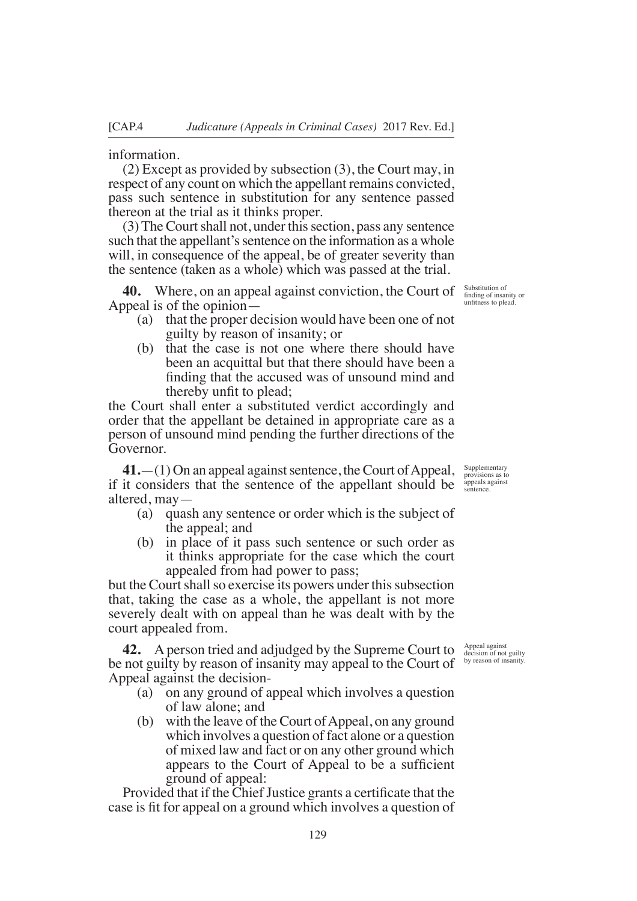information.

(2) Except as provided by subsection (3), the Court may, in respect of any count on which the appellant remains convicted, pass such sentence in substitution for any sentence passed thereon at the trial as it thinks proper.

(3) The Court shall not, under this section, pass any sentence such that the appellant's sentence on the information as a whole will, in consequence of the appeal, be of greater severity than the sentence (taken as a whole) which was passed at the trial.

*Substitution of finding of insanity or unfitness to plead.*

**40.** Where, on an appeal against conviction, the Court of Appeal is of the opinion—

(a) that the proper decision would have been one of not guilty by reason of insanity; or

(b) that the case is not one where there should have been an acquittal but that there should have been a finding that the accused was of unsound mind and thereby unfit to plead;

the Court shall enter a substituted verdict accordingly and order that the appellant be detained in appropriate care as a person of unsound mind pending the further directions of the Governor.

*Supplementary provisions as to appeals against sentence.*

**41.**—(1) On an appeal against sentence, the Court of Appeal, if it considers that the sentence of the appellant should be altered, may—

(a) quash any sentence or order which is the subject of the appeal; and

(b) in place of it pass such sentence or such order as it thinks appropriate for the case which the court appealed from had power to pass;

but the Court shall so exercise its powers under this subsection that, taking the case as a whole, the appellant is not more severely dealt with on appeal than he was dealt with by the court appealed from.

*Appeal against decision of not guilty by reason of insanity.*

**42.** A person tried and adjudged by the Supreme Court to be not guilty by reason of insanity may appeal to the Court of Appeal against the decision-

(a) on any ground of appeal which involves a question of law alone; and

(b) with the leave of the Court of Appeal, on any ground which involves a question of fact alone or a question of mixed law and fact or on any other ground which appears to the Court of Appeal to be a sufficient ground of appeal:

Provided that if the Chief Justice grants a certificate that the case is fit for appeal on a ground which involves a question of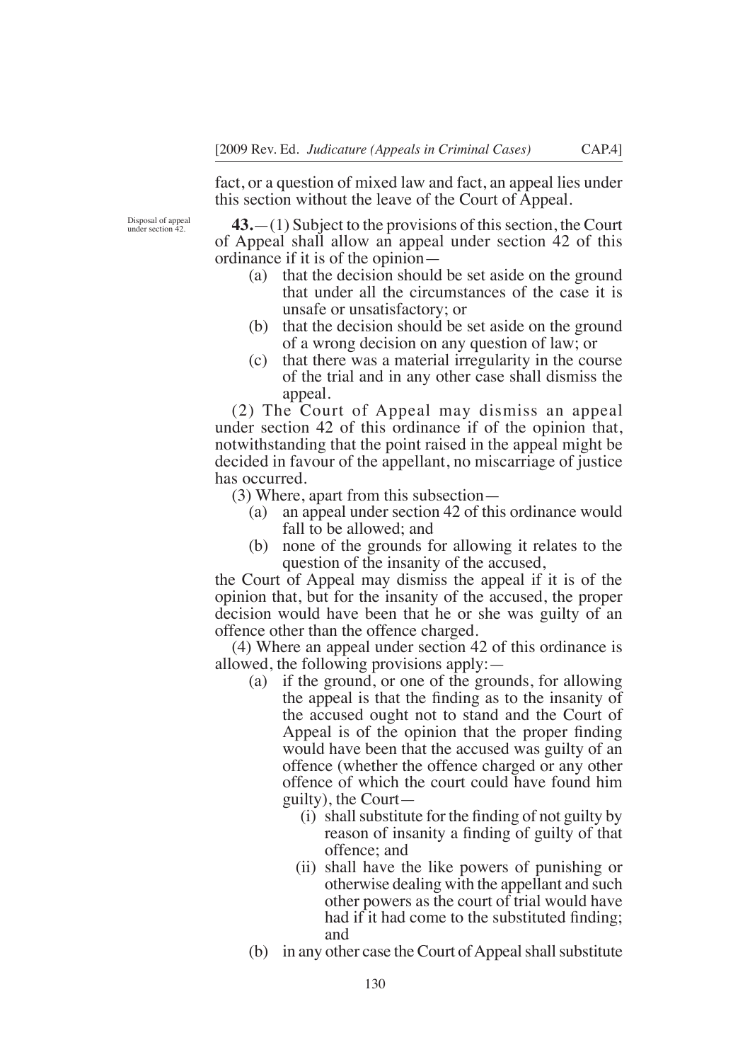fact, or a question of mixed law and fact, an appeal lies under this section without the leave of the Court of Appeal.

Disposal of appeal under section 42.

**43.**—(1) Subject to the provisions of this section, the Court of Appeal shall allow an appeal under section 42 of this ordinance if it is of the opinion—

(a) that the decision should be set aside on the ground that under all the circumstances of the case it is unsafe or unsatisfactory; or

(b) that the decision should be set aside on the ground of a wrong decision on any question of law; or

(c) that there was a material irregularity in the course of the trial and in any other case shall dismiss the appeal.

(2) The Court of Appeal may dismiss an appeal under section 42 of this ordinance if of the opinion that, notwithstanding that the point raised in the appeal might be decided in favour of the appellant, no miscarriage of justice has occurred.

(3) Where, apart from this subsection—

(a) an appeal under section 42 of this ordinance would fall to be allowed; and

(b) none of the grounds for allowing it relates to the question of the insanity of the accused,

the Court of Appeal may dismiss the appeal if it is of the opinion that, but for the insanity of the accused, the proper decision would have been that he or she was guilty of an offence other than the offence charged.

(4) Where an appeal under section 42 of this ordinance is allowed, the following provisions apply:—

(a) if the ground, or one of the grounds, for allowing the appeal is that the finding as to the insanity of the accused ought not to stand and the Court of Appeal is of the opinion that the proper finding would have been that the accused was guilty of an offence (whether the offence charged or any other offence of which the court could have found him guilty), the Court—

(i) shall substitute for the finding of not guilty by reason of insanity a finding of guilty of that offence; and

(ii) shall have the like powers of punishing or otherwise dealing with the appellant and such other powers as the court of trial would have had if it had come to the substituted finding; and

(b) in any other case the Court of Appeal shall substitute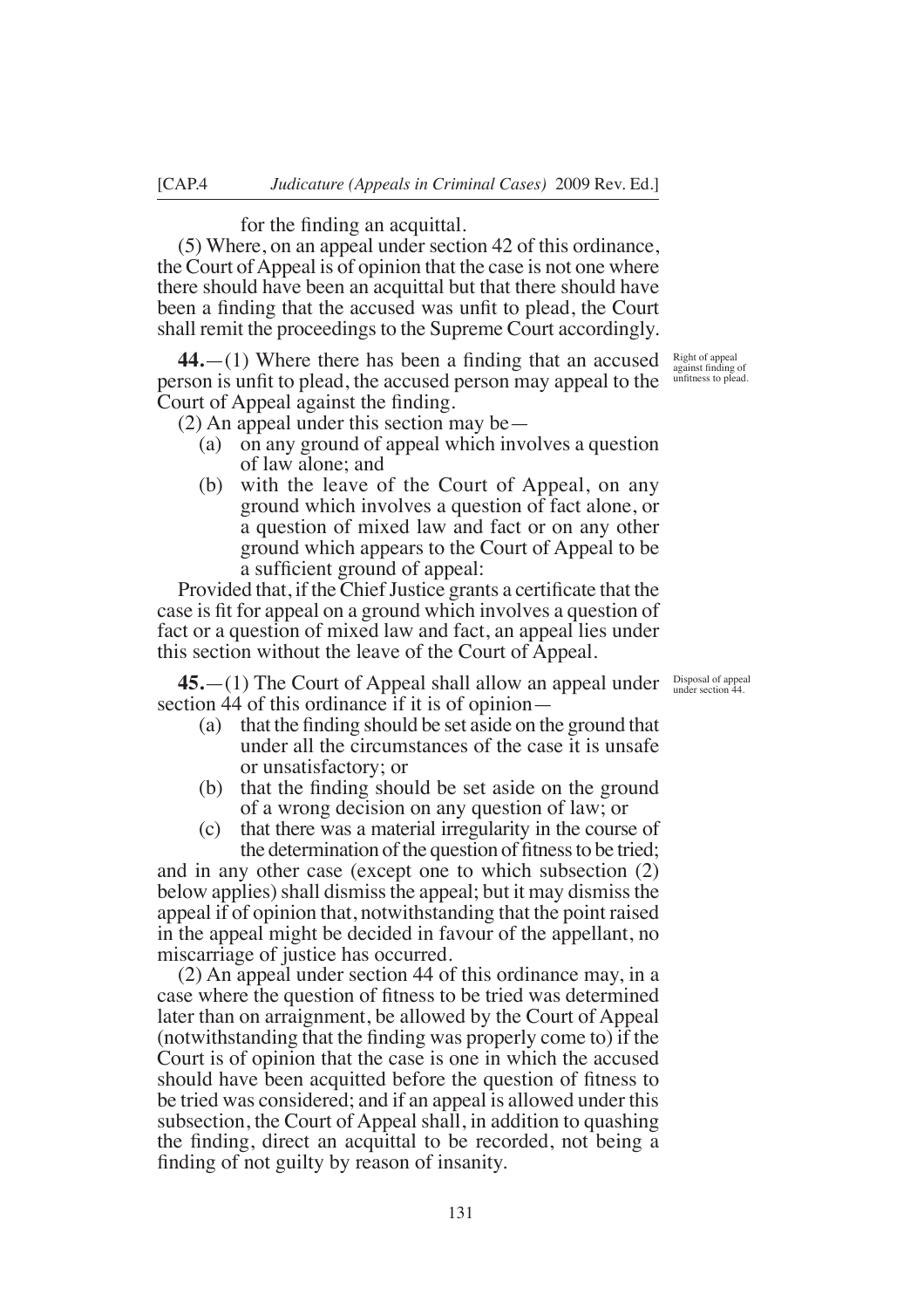for the finding an acquittal.

(5) Where, on an appeal under section 42 of this ordinance, the Court of Appeal is of opinion that the case is not one where there should have been an acquittal but that there should have been a finding that the accused was unfit to plead, the Court shall remit the proceedings to the Supreme Court accordingly.

*Right of appeal against finding of unfitness to plead.*

**44.**—(1) Where there has been a finding that an accused person is unfit to plead, the accused person may appeal to the Court of Appeal against the finding.

(2) An appeal under this section may be—

- (a) on any ground of appeal which involves a question of law alone; and
- (b) with the leave of the Court of Appeal, on any ground which involves a question of fact alone, or a question of mixed law and fact or on any other ground which appears to the Court of Appeal to be a sufficient ground of appeal:

Provided that, if the Chief Justice grants a certificate that the case is fit for appeal on a ground which involves a question of fact or a question of mixed law and fact, an appeal lies under this section without the leave of the Court of Appeal.

*Disposal of appeal under section 44.*

**45.**—(1) The Court of Appeal shall allow an appeal under section 44 of this ordinance if it is of opinion—

- (a) that the finding should be set aside on the ground that under all the circumstances of the case it is unsafe or unsatisfactory; or
- (b) that the finding should be set aside on the ground of a wrong decision on any question of law; or
- (c) that there was a material irregularity in the course of the determination of the question of fitness to be tried;

and in any other case (except one to which subsection (2) below applies) shall dismiss the appeal; but it may dismiss the appeal if of opinion that, notwithstanding that the point raised in the appeal might be decided in favour of the appellant, no miscarriage of justice has occurred.

(2) An appeal under section 44 of this ordinance may, in a case where the question of fitness to be tried was determined later than on arraignment, be allowed by the Court of Appeal (notwithstanding that the finding was properly come to) if the Court is of opinion that the case is one in which the accused should have been acquitted before the question of fitness to be tried was considered; and if an appeal is allowed under this subsection, the Court of Appeal shall, in addition to quashing the finding, direct an acquittal to be recorded, not being a finding of not guilty by reason of insanity.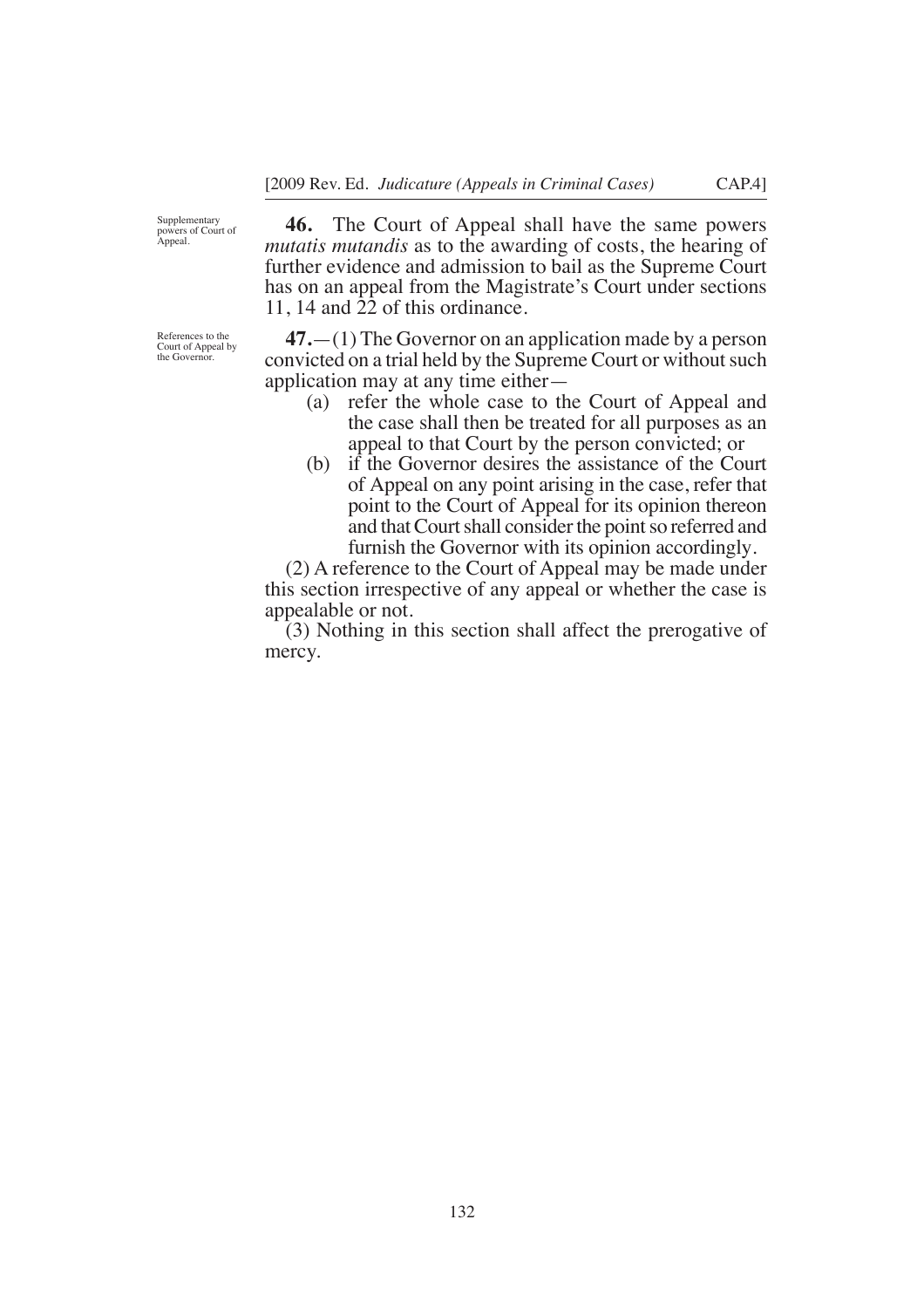Supplementary powers of Court of Appeal.

**46.** The Court of Appeal shall have the same powers *mutatis mutandis* as to the awarding of costs, the hearing of further evidence and admission to bail as the Supreme Court has on an appeal from the Magistrate's Court under sections 11, 14 and 22 of this ordinance.

References to the Court of Appeal by the Governor.

**47.**—(1) The Governor on an application made by a person convicted on a trial held by the Supreme Court or without such application may at any time either—

- (a) refer the whole case to the Court of Appeal and the case shall then be treated for all purposes as an appeal to that Court by the person convicted; or
- (b) if the Governor desires the assistance of the Court of Appeal on any point arising in the case, refer that point to the Court of Appeal for its opinion thereon and that Court shall consider the point so referred and furnish the Governor with its opinion accordingly.

(2) A reference to the Court of Appeal may be made under this section irrespective of any appeal or whether the case is appealable or not.

(3) Nothing in this section shall affect the prerogative of mercy.